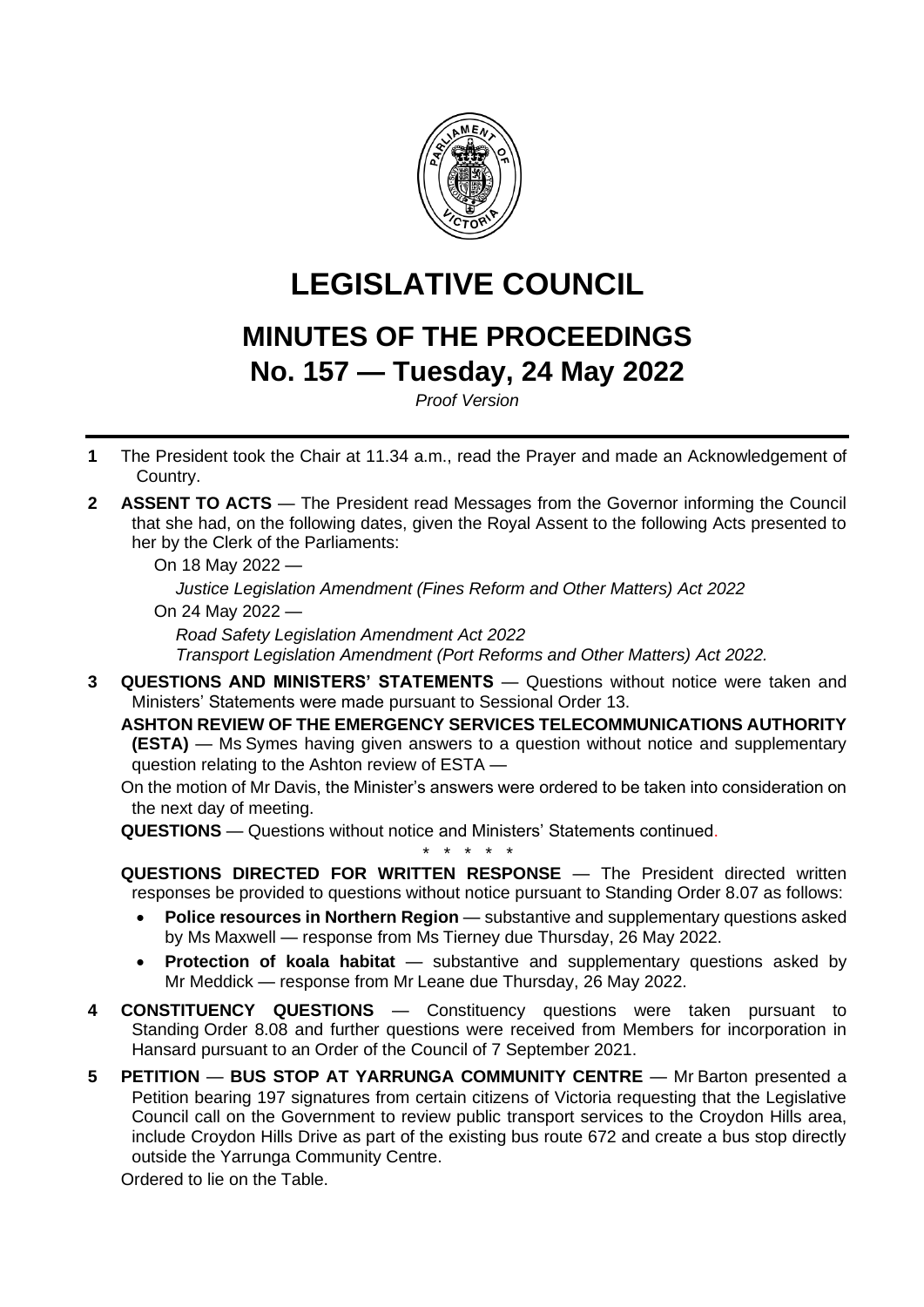# LEGISLATIVE COUNCIL

## MINUTES OF THE PROCEEDINGS

## No. 157 — Tuesday, 24 May 2022

*Proof Version*

---

**1** The President took the Chair at 11.34 a.m., read the Prayer and made an Acknowledgement of Country.

**2** **ASSENT TO ACTS** — The President read Messages from the Governor informing the Council that she had, on the following dates, given the Royal Assent to the following Acts presented to her by the Clerk of the Parliaments:

On 18 May 2022 —

*Justice Legislation Amendment (Fines Reform and Other Matters) Act 2022*

On 24 May 2022 —

*Road Safety Legislation Amendment Act 2022*
*Transport Legislation Amendment (Port Reforms and Other Matters) Act 2022.*

**3** **QUESTIONS AND MINISTERS' STATEMENTS** — Questions without notice were taken and Ministers' Statements were made pursuant to Sessional Order 13.

**ASHTON REVIEW OF THE EMERGENCY SERVICES TELECOMMUNICATIONS AUTHORITY (ESTA)** — Ms Symes having given answers to a question without notice and supplementary question relating to the Ashton review of ESTA —

On the motion of Mr Davis, the Minister's answers were ordered to be taken into consideration on the next day of meeting.

**QUESTIONS** — Questions without notice and Ministers' Statements continued.

\* \* \* \* \*

**QUESTIONS DIRECTED FOR WRITTEN RESPONSE** — The President directed written responses be provided to questions without notice pursuant to Standing Order 8.07 as follows:

- **Police resources in Northern Region** — substantive and supplementary questions asked by Ms Maxwell — response from Ms Tierney due Thursday, 26 May 2022.
- **Protection of koala habitat** — substantive and supplementary questions asked by Mr Meddick — response from Mr Leane due Thursday, 26 May 2022.

**4** **CONSTITUENCY QUESTIONS** — Constituency questions were taken pursuant to Standing Order 8.08 and further questions were received from Members for incorporation in Hansard pursuant to an Order of the Council of 7 September 2021.

**5** **PETITION** — **BUS STOP AT YARRUNGA COMMUNITY CENTRE** — Mr Barton presented a Petition bearing 197 signatures from certain citizens of Victoria requesting that the Legislative Council call on the Government to review public transport services to the Croydon Hills area, include Croydon Hills Drive as part of the existing bus route 672 and create a bus stop directly outside the Yarrunga Community Centre.

Ordered to lie on the Table.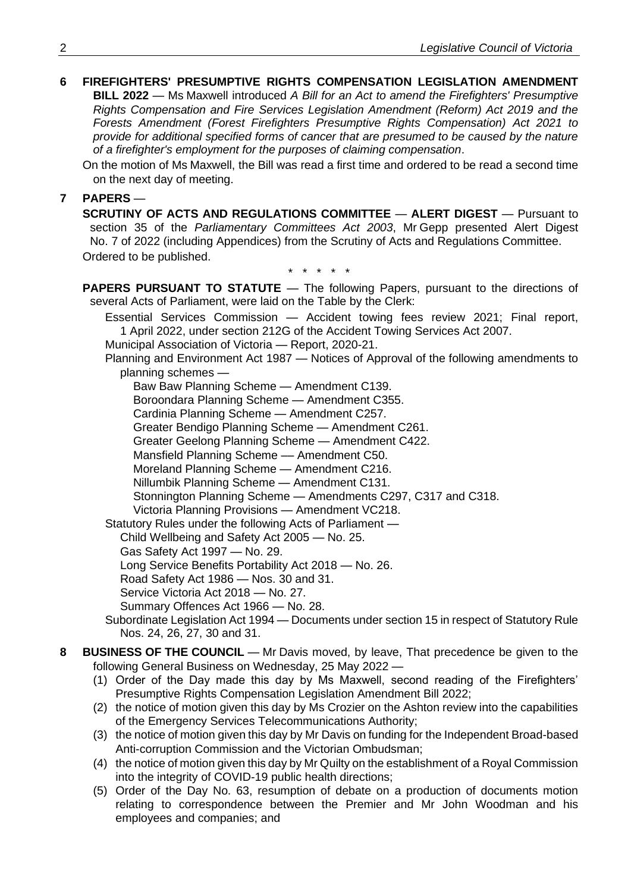**6 FIREFIGHTERS' PRESUMPTIVE RIGHTS COMPENSATION LEGISLATION AMENDMENT BILL 2022** — Ms Maxwell introduced *A Bill for an Act to amend the Firefighters' Presumptive Rights Compensation and Fire Services Legislation Amendment (Reform) Act 2019 and the Forests Amendment (Forest Firefighters Presumptive Rights Compensation) Act 2021 to provide for additional specified forms of cancer that are presumed to be caused by the nature of a firefighter's employment for the purposes of claiming compensation*.

On the motion of Ms Maxwell, the Bill was read a first time and ordered to be read a second time on the next day of meeting.

**7 PAPERS** —

**SCRUTINY OF ACTS AND REGULATIONS COMMITTEE** — **ALERT DIGEST** — Pursuant to section 35 of the *Parliamentary Committees Act 2003*, Mr Gepp presented Alert Digest No. 7 of 2022 (including Appendices) from the Scrutiny of Acts and Regulations Committee.

Ordered to be published.

\* \* \* \* \*

**PAPERS PURSUANT TO STATUTE** — The following Papers, pursuant to the directions of several Acts of Parliament, were laid on the Table by the Clerk:

Essential Services Commission — Accident towing fees review 2021; Final report, 1 April 2022, under section 212G of the Accident Towing Services Act 2007.

Municipal Association of Victoria — Report, 2020-21.

Planning and Environment Act 1987 — Notices of Approval of the following amendments to planning schemes —

- Baw Baw Planning Scheme — Amendment C139.
- Boroondara Planning Scheme — Amendment C355.
- Cardinia Planning Scheme — Amendment C257.
- Greater Bendigo Planning Scheme — Amendment C261.
- Greater Geelong Planning Scheme — Amendment C422.
- Mansfield Planning Scheme — Amendment C50.
- Moreland Planning Scheme — Amendment C216.
- Nillumbik Planning Scheme — Amendment C131.
- Stonnington Planning Scheme — Amendments C297, C317 and C318.
- Victoria Planning Provisions — Amendment VC218.

Statutory Rules under the following Acts of Parliament —

- Child Wellbeing and Safety Act 2005 — No. 25.
- Gas Safety Act 1997 — No. 29.
- Long Service Benefits Portability Act 2018 — No. 26.
- Road Safety Act 1986 — Nos. 30 and 31.
- Service Victoria Act 2018 — No. 27.
- Summary Offences Act 1966 — No. 28.

Subordinate Legislation Act 1994 — Documents under section 15 in respect of Statutory Rule Nos. 24, 26, 27, 30 and 31.

**8 BUSINESS OF THE COUNCIL** — Mr Davis moved, by leave, That precedence be given to the following General Business on Wednesday, 25 May 2022 —

(1) Order of the Day made this day by Ms Maxwell, second reading of the Firefighters' Presumptive Rights Compensation Legislation Amendment Bill 2022;

(2) the notice of motion given this day by Ms Crozier on the Ashton review into the capabilities of the Emergency Services Telecommunications Authority;

(3) the notice of motion given this day by Mr Davis on funding for the Independent Broad-based Anti-corruption Commission and the Victorian Ombudsman;

(4) the notice of motion given this day by Mr Quilty on the establishment of a Royal Commission into the integrity of COVID-19 public health directions;

(5) Order of the Day No. 63, resumption of debate on a production of documents motion relating to correspondence between the Premier and Mr John Woodman and his employees and companies; and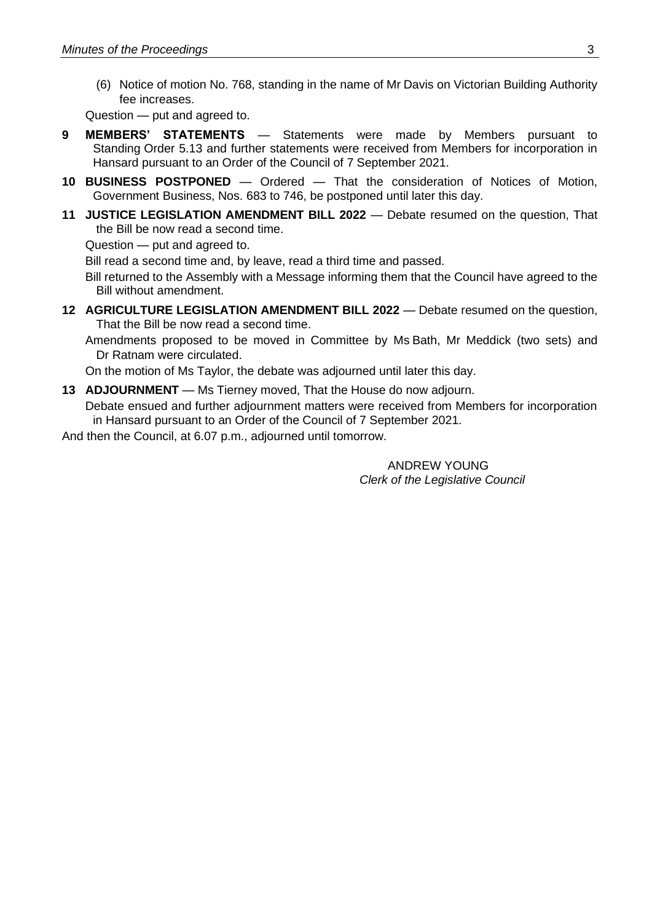(6) Notice of motion No. 768, standing in the name of Mr Davis on Victorian Building Authority fee increases.

Question — put and agreed to.

**9 MEMBERS' STATEMENTS** — Statements were made by Members pursuant to Standing Order 5.13 and further statements were received from Members for incorporation in Hansard pursuant to an Order of the Council of 7 September 2021.

**10 BUSINESS POSTPONED** — Ordered — That the consideration of Notices of Motion, Government Business, Nos. 683 to 746, be postponed until later this day.

**11 JUSTICE LEGISLATION AMENDMENT BILL 2022** — Debate resumed on the question, That the Bill be now read a second time.

Question — put and agreed to.

Bill read a second time and, by leave, read a third time and passed.

Bill returned to the Assembly with a Message informing them that the Council have agreed to the Bill without amendment.

**12 AGRICULTURE LEGISLATION AMENDMENT BILL 2022** — Debate resumed on the question, That the Bill be now read a second time.

Amendments proposed to be moved in Committee by Ms Bath, Mr Meddick (two sets) and Dr Ratnam were circulated.

On the motion of Ms Taylor, the debate was adjourned until later this day.

**13 ADJOURNMENT** — Ms Tierney moved, That the House do now adjourn.

Debate ensued and further adjournment matters were received from Members for incorporation in Hansard pursuant to an Order of the Council of 7 September 2021.

And then the Council, at 6.07 p.m., adjourned until tomorrow.

ANDREW YOUNG
*Clerk of the Legislative Council*